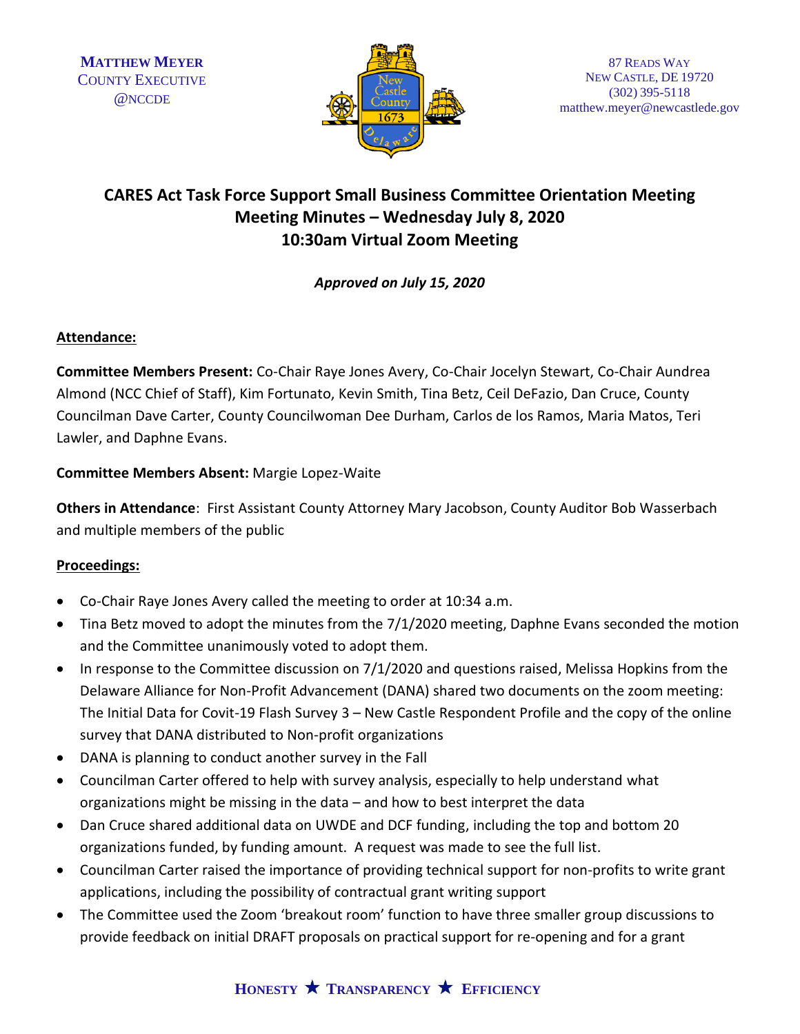MATTHEW MEYER
COUNTY EXECUTIVE
@NCCDE

87 READS WAY
NEW CASTLE, DE 19720
(302) 395-5118
matthew.meyer@newcastlede.gov

# CARES Act Task Force Support Small Business Committee Orientation Meeting
## Meeting Minutes – Wednesday July 8, 2020
## 10:30am Virtual Zoom Meeting

***Approved on July 15, 2020***

**Attendance:**

**Committee Members Present:** Co-Chair Raye Jones Avery, Co-Chair Jocelyn Stewart, Co-Chair Aundrea Almond (NCC Chief of Staff), Kim Fortunato, Kevin Smith, Tina Betz, Ceil DeFazio, Dan Cruce, County Councilman Dave Carter, County Councilwoman Dee Durham, Carlos de los Ramos, Maria Matos, Teri Lawler, and Daphne Evans.

**Committee Members Absent:** Margie Lopez-Waite

**Others in Attendance**: First Assistant County Attorney Mary Jacobson, County Auditor Bob Wasserbach and multiple members of the public

**Proceedings:**

- Co-Chair Raye Jones Avery called the meeting to order at 10:34 a.m.
- Tina Betz moved to adopt the minutes from the 7/1/2020 meeting, Daphne Evans seconded the motion and the Committee unanimously voted to adopt them.
- In response to the Committee discussion on 7/1/2020 and questions raised, Melissa Hopkins from the Delaware Alliance for Non-Profit Advancement (DANA) shared two documents on the zoom meeting: The Initial Data for Covit-19 Flash Survey 3 – New Castle Respondent Profile and the copy of the online survey that DANA distributed to Non-profit organizations
- DANA is planning to conduct another survey in the Fall
- Councilman Carter offered to help with survey analysis, especially to help understand what organizations might be missing in the data – and how to best interpret the data
- Dan Cruce shared additional data on UWDE and DCF funding, including the top and bottom 20 organizations funded, by funding amount. A request was made to see the full list.
- Councilman Carter raised the importance of providing technical support for non-profits to write grant applications, including the possibility of contractual grant writing support
- The Committee used the Zoom 'breakout room' function to have three smaller group discussions to provide feedback on initial DRAFT proposals on practical support for re-opening and for a grant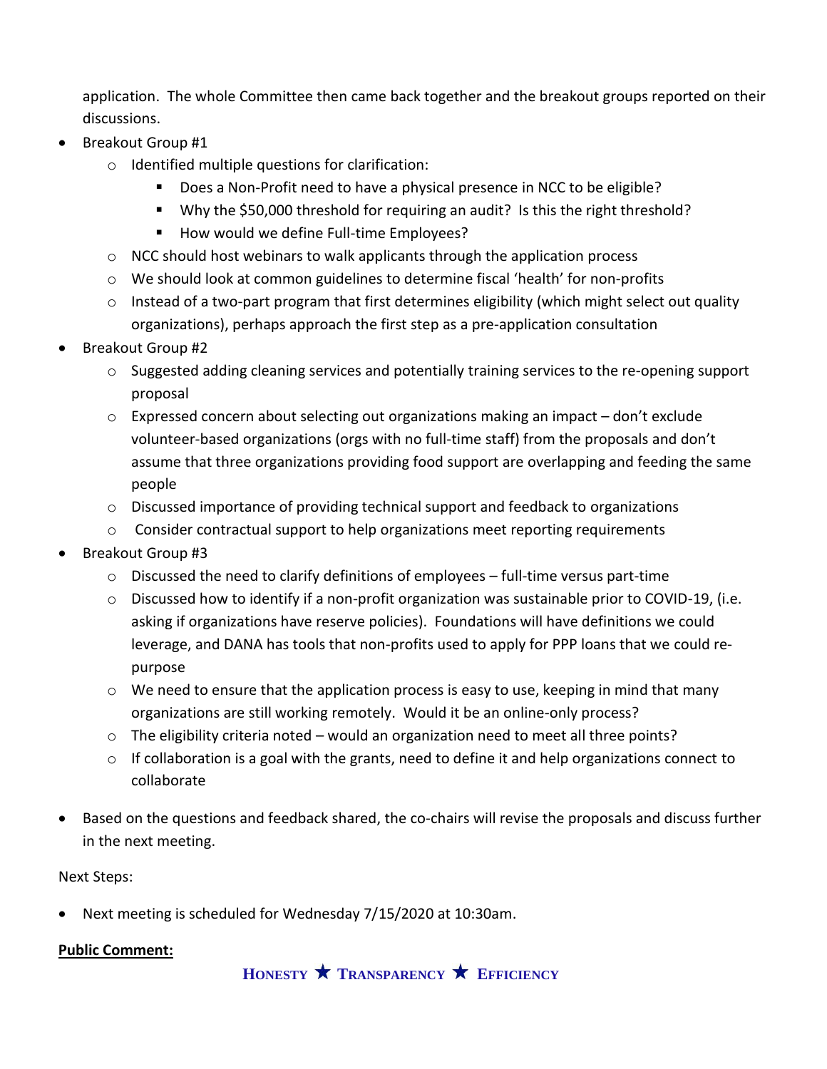application. The whole Committee then came back together and the breakout groups reported on their discussions.

- Breakout Group #1
  - Identified multiple questions for clarification:
    - Does a Non-Profit need to have a physical presence in NCC to be eligible?
    - Why the $50,000 threshold for requiring an audit? Is this the right threshold?
    - How would we define Full-time Employees?
  - NCC should host webinars to walk applicants through the application process
  - We should look at common guidelines to determine fiscal 'health' for non-profits
  - Instead of a two-part program that first determines eligibility (which might select out quality organizations), perhaps approach the first step as a pre-application consultation
- Breakout Group #2
  - Suggested adding cleaning services and potentially training services to the re-opening support proposal
  - Expressed concern about selecting out organizations making an impact – don't exclude volunteer-based organizations (orgs with no full-time staff) from the proposals and don't assume that three organizations providing food support are overlapping and feeding the same people
  - Discussed importance of providing technical support and feedback to organizations
  - Consider contractual support to help organizations meet reporting requirements
- Breakout Group #3
  - Discussed the need to clarify definitions of employees – full-time versus part-time
  - Discussed how to identify if a non-profit organization was sustainable prior to COVID-19, (i.e. asking if organizations have reserve policies). Foundations will have definitions we could leverage, and DANA has tools that non-profits used to apply for PPP loans that we could re-purpose
  - We need to ensure that the application process is easy to use, keeping in mind that many organizations are still working remotely. Would it be an online-only process?
  - The eligibility criteria noted – would an organization need to meet all three points?
  - If collaboration is a goal with the grants, need to define it and help organizations connect to collaborate
- Based on the questions and feedback shared, the co-chairs will revise the proposals and discuss further in the next meeting.

Next Steps:

- Next meeting is scheduled for Wednesday 7/15/2020 at 10:30am.

**Public Comment:**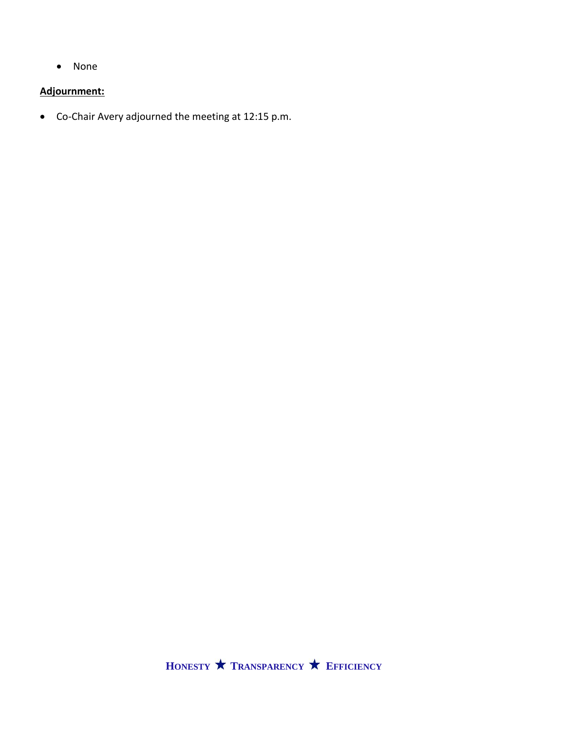- None

**Adjournment:**

- Co-Chair Avery adjourned the meeting at 12:15 p.m.